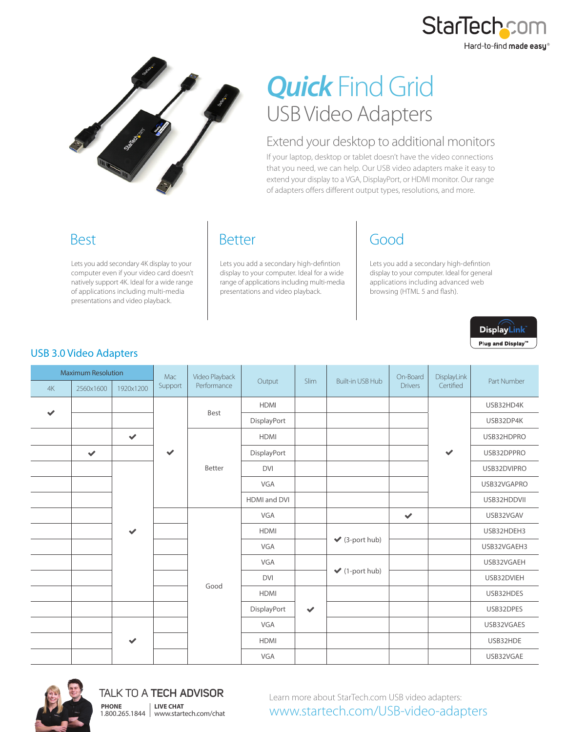# *Quick* Find Grid

## USB Video Adapters

### Extend your desktop to additional monitors

If your laptop, desktop or tablet doesn't have the video connections that you need, we can help. Our USB video adapters make it easy to extend your display to a VGA, DisplayPort, or HDMI monitor. Our range of adapters offers different output types, resolutions, and more.

### Best

Lets you add secondary 4K display to your computer even if your video card doesn't natively support 4K. Ideal for a wide range of applications including multi-media presentations and video playback.

### Better

Lets you add a secondary high-defintion display to your computer. Ideal for a wide range of applications including multi-media presentations and video playback.

### Good

Lets you add a secondary high-defintion display to your computer. Ideal for general applications including advanced web browsing (HTML 5 and flash).

DisplayLink™ Plug and Display™

## USB 3.0 Video Adapters

| Maximum Resolution | | | Mac Support | Video Playback Performance | Output | Slim | Built-in USB Hub | On-Board Drivers | DisplayLink Certified | Part Number |
|---|---|---|---|---|---|---|---|---|---|---|
| 4K | 2560x1600 | 1920x1200 | | | | | | | | |
| ✔ | | | ✔ | Best | HDMI | | | | ✔ | USB32HD4K |
| ✔ | | | ✔ | Best | DisplayPort | | | | ✔ | USB32DP4K |
| | | ✔ | ✔ | Better | HDMI | | | | ✔ | USB32HDPRO |
| | ✔ | | ✔ | Better | DisplayPort | | | | ✔ | USB32DPPRO |
| | | ✔ | ✔ | Better | DVI | | | | ✔ | USB32DVIPRO |
| | | ✔ | ✔ | Better | VGA | | | | ✔ | USB32VGAPRO |
| | | ✔ | ✔ | Better | HDMI and DVI | | | | ✔ | USB32HDDVII |
| | | ✔ | | Good | VGA | | | ✔ | | USB32VGAV |
| | | ✔ | | Good | HDMI | | ✔ (3-port hub) | | | USB32HDEH3 |
| | | ✔ | | Good | VGA | | ✔ (3-port hub) | | | USB32VGAEH3 |
| | | ✔ | | Good | VGA | | ✔ (1-port hub) | | | USB32VGAEH |
| | | ✔ | | Good | DVI | | ✔ (1-port hub) | | | USB32DVIEH |
| | | ✔ | | Good | HDMI | ✔ | | | | USB32HDES |
| | | | | Good | DisplayPort | ✔ | | | | USB32DPES |
| | | ✔ | | Good | VGA | ✔ | | | | USB32VGAES |
| | | ✔ | | Good | HDMI | | | | | USB32HDE |
| | | ✔ | | Good | VGA | | | | | USB32VGAE |

TALK TO A **TECH ADVISOR**

**PHONE**
1.800.265.1844

**LIVE CHAT**
www.startech.com/chat

Learn more about StarTech.com USB video adapters:
www.startech.com/USB-video-adapters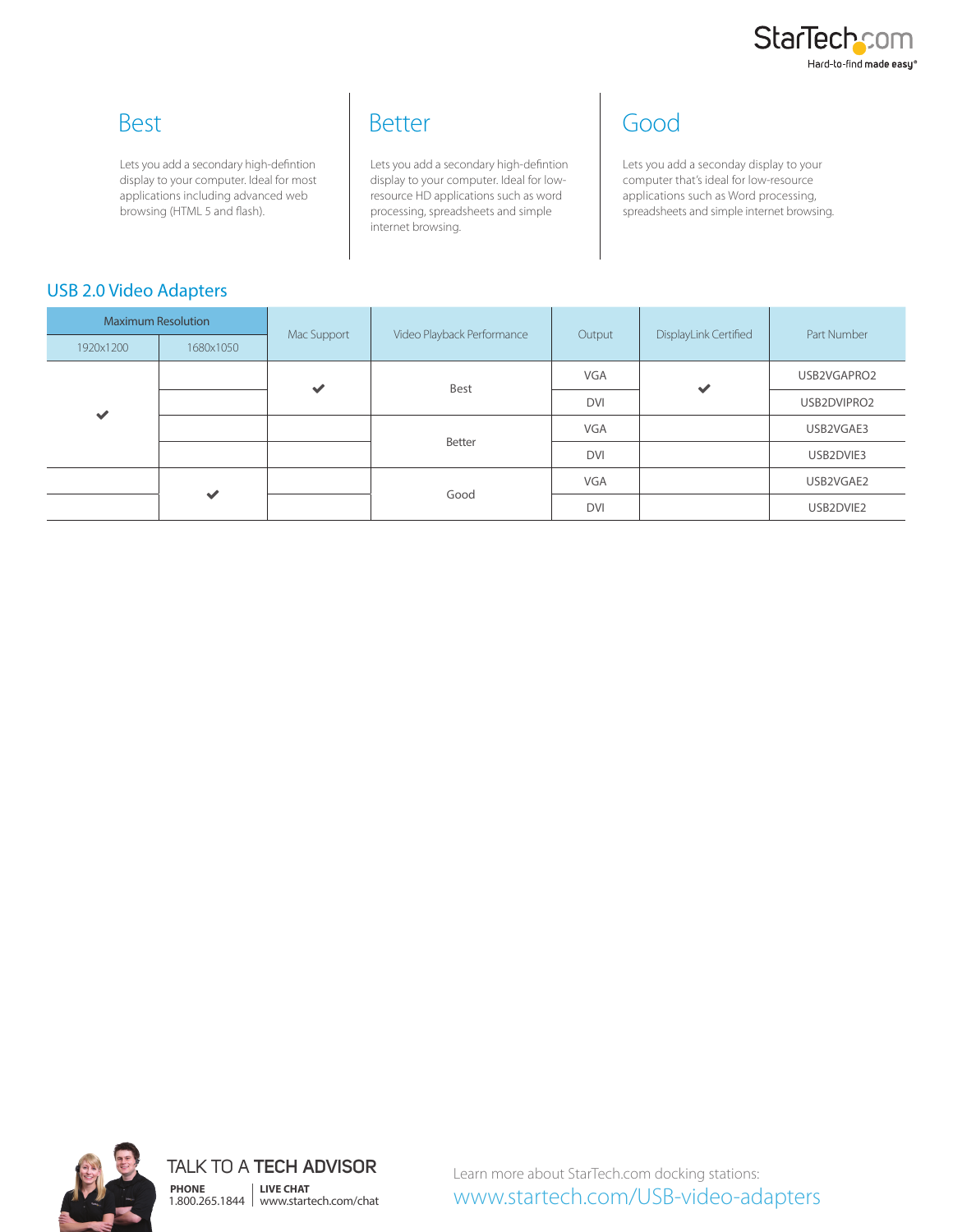## Best

Lets you add a secondary high-defintion display to your computer. Ideal for most applications including advanced web browsing (HTML 5 and flash).

## Better

Lets you add a secondary high-defintion display to your computer. Ideal for low-resource HD applications such as word processing, spreadsheets and simple internet browsing.

## Good

Lets you add a secondary display to your computer that's ideal for low-resource applications such as Word processing, spreadsheets and simple internet browsing.

## USB 2.0 Video Adapters

| Maximum Resolution | | Mac Support | Video Playback Performance | Output | DisplayLink Certified | Part Number |
|---|---|---|---|---|---|---|
| 1920x1200 | 1680x1050 | | | | | |
| ✔ | | ✔ | Best | VGA | ✔ | USB2VGAPRO2 |
| ✔ | | ✔ | Best | DVI | ✔ | USB2DVIPRO2 |
| ✔ | | | Better | VGA | | USB2VGAE3 |
| ✔ | | | Better | DVI | | USB2DVIE3 |
| | ✔ | | Good | VGA | | USB2VGAE2 |
| | ✔ | | Good | DVI | | USB2DVIE2 |

TALK TO A **TECH ADVISOR**

**PHONE**
1.800.265.1844

**LIVE CHAT**
www.startech.com/chat

Learn more about StarTech.com docking stations:
www.startech.com/USB-video-adapters